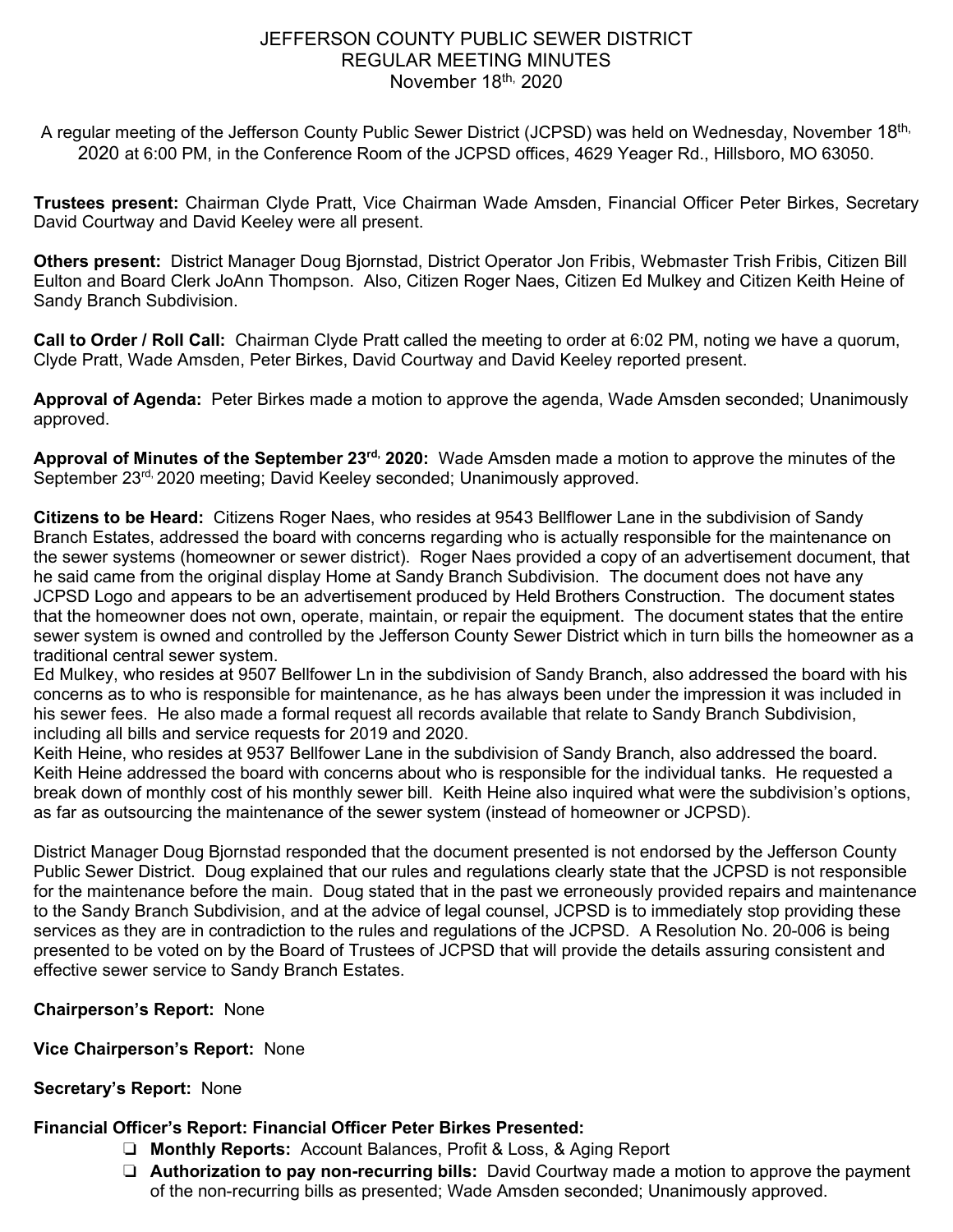# JEFFERSON COUNTY PUBLIC SEWER DISTRICT
## REGULAR MEETING MINUTES
### November 18th, 2020

A regular meeting of the Jefferson County Public Sewer District (JCPSD) was held on Wednesday, November 18th, 2020 at 6:00 PM, in the Conference Room of the JCPSD offices, 4629 Yeager Rd., Hillsboro, MO 63050.

**Trustees present:** Chairman Clyde Pratt, Vice Chairman Wade Amsden, Financial Officer Peter Birkes, Secretary David Courtway and David Keeley were all present.

**Others present:** District Manager Doug Bjornstad, District Operator Jon Fribis, Webmaster Trish Fribis, Citizen Bill Eulton and Board Clerk JoAnn Thompson. Also, Citizen Roger Naes, Citizen Ed Mulkey and Citizen Keith Heine of Sandy Branch Subdivision.

**Call to Order / Roll Call:** Chairman Clyde Pratt called the meeting to order at 6:02 PM, noting we have a quorum, Clyde Pratt, Wade Amsden, Peter Birkes, David Courtway and David Keeley reported present.

**Approval of Agenda:** Peter Birkes made a motion to approve the agenda, Wade Amsden seconded; Unanimously approved.

**Approval of Minutes of the September 23rd, 2020:** Wade Amsden made a motion to approve the minutes of the September 23rd, 2020 meeting; David Keeley seconded; Unanimously approved.

**Citizens to be Heard:** Citizens Roger Naes, who resides at 9543 Bellflower Lane in the subdivision of Sandy Branch Estates, addressed the board with concerns regarding who is actually responsible for the maintenance on the sewer systems (homeowner or sewer district). Roger Naes provided a copy of an advertisement document, that he said came from the original display Home at Sandy Branch Subdivision. The document does not have any JCPSD Logo and appears to be an advertisement produced by Held Brothers Construction. The document states that the homeowner does not own, operate, maintain, or repair the equipment. The document states that the entire sewer system is owned and controlled by the Jefferson County Sewer District which in turn bills the homeowner as a traditional central sewer system.
Ed Mulkey, who resides at 9507 Bellfower Ln in the subdivision of Sandy Branch, also addressed the board with his concerns as to who is responsible for maintenance, as he has always been under the impression it was included in his sewer fees. He also made a formal request all records available that relate to Sandy Branch Subdivision, including all bills and service requests for 2019 and 2020.
Keith Heine, who resides at 9537 Bellfower Lane in the subdivision of Sandy Branch, also addressed the board. Keith Heine addressed the board with concerns about who is responsible for the individual tanks. He requested a break down of monthly cost of his monthly sewer bill. Keith Heine also inquired what were the subdivision's options, as far as outsourcing the maintenance of the sewer system (instead of homeowner or JCPSD).

District Manager Doug Bjornstad responded that the document presented is not endorsed by the Jefferson County Public Sewer District. Doug explained that our rules and regulations clearly state that the JCPSD is not responsible for the maintenance before the main. Doug stated that in the past we erroneously provided repairs and maintenance to the Sandy Branch Subdivision, and at the advice of legal counsel, JCPSD is to immediately stop providing these services as they are in contradiction to the rules and regulations of the JCPSD. A Resolution No. 20-006 is being presented to be voted on by the Board of Trustees of JCPSD that will provide the details assuring consistent and effective sewer service to Sandy Branch Estates.

**Chairperson's Report:** None

**Vice Chairperson's Report:** None

**Secretary's Report:** None

**Financial Officer's Report: Financial Officer Peter Birkes Presented:**

- **Monthly Reports:** Account Balances, Profit & Loss, & Aging Report
- **Authorization to pay non-recurring bills:** David Courtway made a motion to approve the payment of the non-recurring bills as presented; Wade Amsden seconded; Unanimously approved.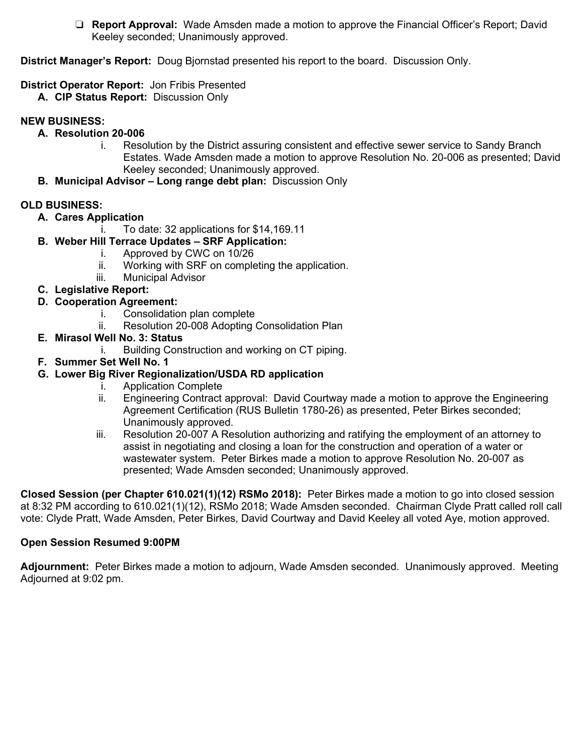- ❑ **Report Approval:** Wade Amsden made a motion to approve the Financial Officer's Report; David Keeley seconded; Unanimously approved.

**District Manager's Report:** Doug Bjornstad presented his report to the board. Discussion Only.

**District Operator Report:** Jon Fribis Presented

**A. CIP Status Report:** Discussion Only

**NEW BUSINESS:**

**A. Resolution 20-006**

i. Resolution by the District assuring consistent and effective sewer service to Sandy Branch Estates. Wade Amsden made a motion to approve Resolution No. 20-006 as presented; David Keeley seconded; Unanimously approved.

**B. Municipal Advisor – Long range debt plan:** Discussion Only

**OLD BUSINESS:**

**A. Cares Application**

i. To date: 32 applications for $14,169.11

**B. Weber Hill Terrace Updates – SRF Application:**

i. Approved by CWC on 10/26

ii. Working with SRF on completing the application.

iii. Municipal Advisor

**C. Legislative Report:**

**D. Cooperation Agreement:**

i. Consolidation plan complete

ii. Resolution 20-008 Adopting Consolidation Plan

**E. Mirasol Well No. 3: Status**

i. Building Construction and working on CT piping.

**F. Summer Set Well No. 1**

**G. Lower Big River Regionalization/USDA RD application**

i. Application Complete

ii. Engineering Contract approval: David Courtway made a motion to approve the Engineering Agreement Certification (RUS Bulletin 1780-26) as presented, Peter Birkes seconded; Unanimously approved.

iii. Resolution 20-007 A Resolution authorizing and ratifying the employment of an attorney to assist in negotiating and closing a loan for the construction and operation of a water or wastewater system. Peter Birkes made a motion to approve Resolution No. 20-007 as presented; Wade Amsden seconded; Unanimously approved.

**Closed Session (per Chapter 610.021(1)(12) RSMo 2018):** Peter Birkes made a motion to go into closed session at 8:32 PM according to 610.021(1)(12), RSMo 2018; Wade Amsden seconded. Chairman Clyde Pratt called roll call vote: Clyde Pratt, Wade Amsden, Peter Birkes, David Courtway and David Keeley all voted Aye, motion approved.

**Open Session Resumed 9:00PM**

**Adjournment:** Peter Birkes made a motion to adjourn, Wade Amsden seconded. Unanimously approved. Meeting Adjourned at 9:02 pm.